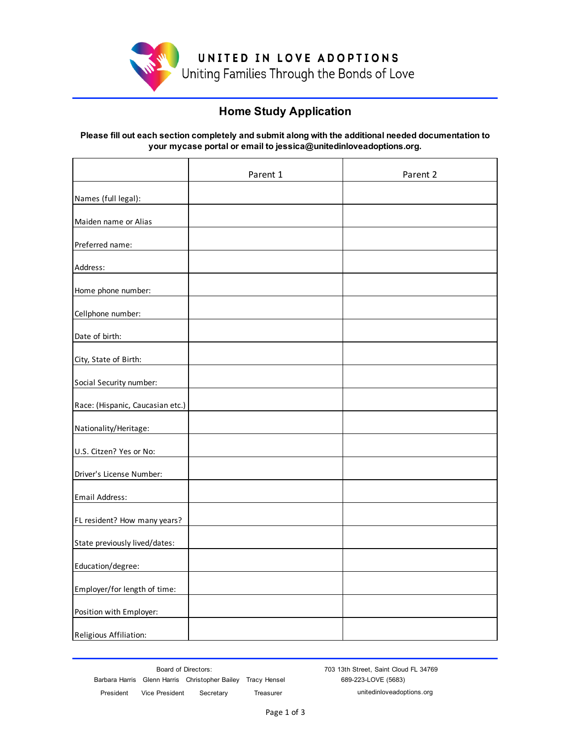**UNITED IN LOVE ADOPTIONS**
Uniting Families Through the Bonds of Love

## Home Study Application

**Please fill out each section completely and submit along with the additional needed documentation to your mycase portal or email to jessica@unitedinloveadoptions.org.**

| | Parent 1 | Parent 2 |
|---|---|---|
| Names (full legal): | | |
| Maiden name or Alias | | |
| Preferred name: | | |
| Address: | | |
| Home phone number: | | |
| Cellphone number: | | |
| Date of birth: | | |
| City, State of Birth: | | |
| Social Security number: | | |
| Race: (Hispanic, Caucasian etc.) | | |
| Nationality/Heritage: | | |
| U.S. Citzen? Yes or No: | | |
| Driver's License Number: | | |
| Email Address: | | |
| FL resident? How many years? | | |
| State previously lived/dates: | | |
| Education/degree: | | |
| Employer/for length of time: | | |
| Position with Employer: | | |
| Religious Affiliation: | | |

Board of Directors:
Barbara Harris – President; Glenn Harris – Vice President; Christopher Bailey – Secretary; Tracy Hensel – Treasurer

703 13th Street, Saint Cloud FL 34769
689-223-LOVE (5683)
unitedinloveadoptions.org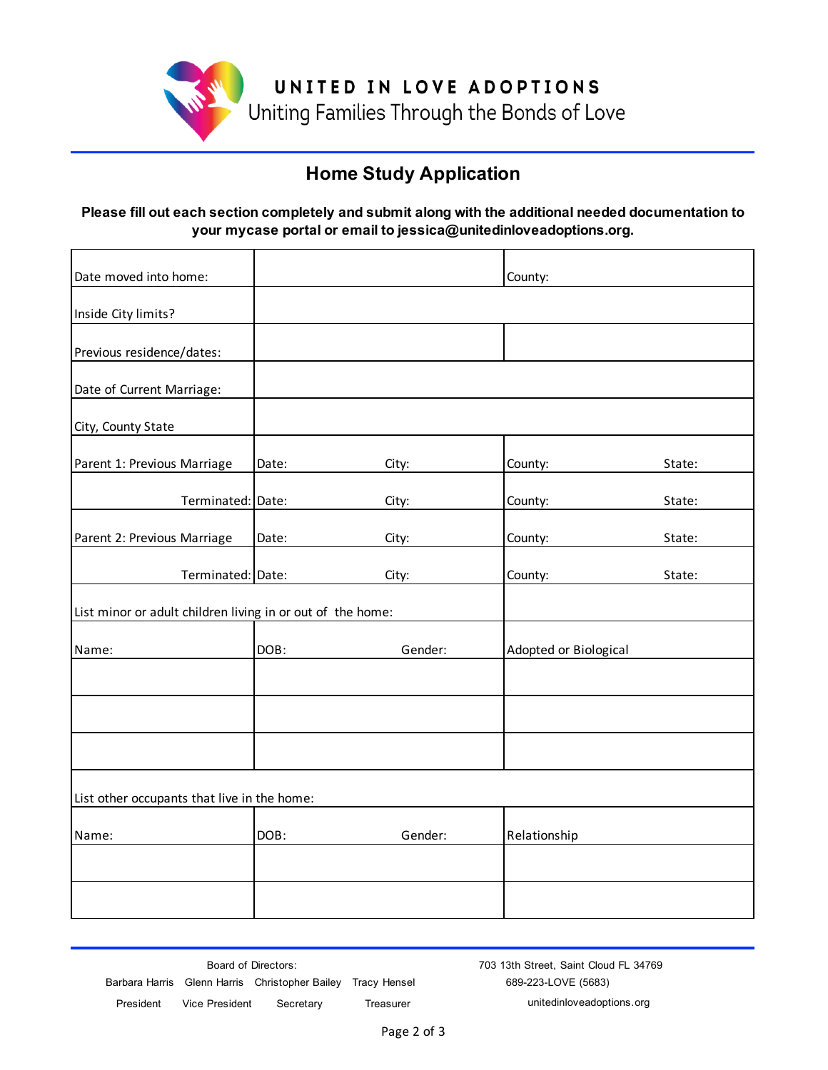# UNITED IN LOVE ADOPTIONS

Uniting Families Through the Bonds of Love

## Home Study Application

**Please fill out each section completely and submit along with the additional needed documentation to your mycase portal or email to jessica@unitedinloveadoptions.org.**

| | | | | |
|---|---|---|---|---|
| Date moved into home: | | | County: | |
| Inside City limits? | | | | |
| Previous residence/dates: | | | | |
| Date of Current Marriage: | | | | |
| City, County State | | | | |
| Parent 1: Previous Marriage | Date: | City: | County: | State: |
| Terminated: | Date: | City: | County: | State: |
| Parent 2: Previous Marriage | Date: | City: | County: | State: |
| Terminated: | Date: | City: | County: | State: |
| List minor or adult children living in or out of the home: | | | | |
| Name: | DOB: | Gender: | Adopted or Biological | |
| | | | | |
| | | | | |
| | | | | |
| List other occupants that live in the home: | | | | |
| Name: | DOB: | Gender: | Relationship | |
| | | | | |
| | | | | |

Board of Directors:

Barbara Harris, President; Glenn Harris, Vice President; Christopher Bailey, Secretary; Tracy Hensel, Treasurer

703 13th Street, Saint Cloud FL 34769
689-223-LOVE (5683)
unitedinloveadoptions.org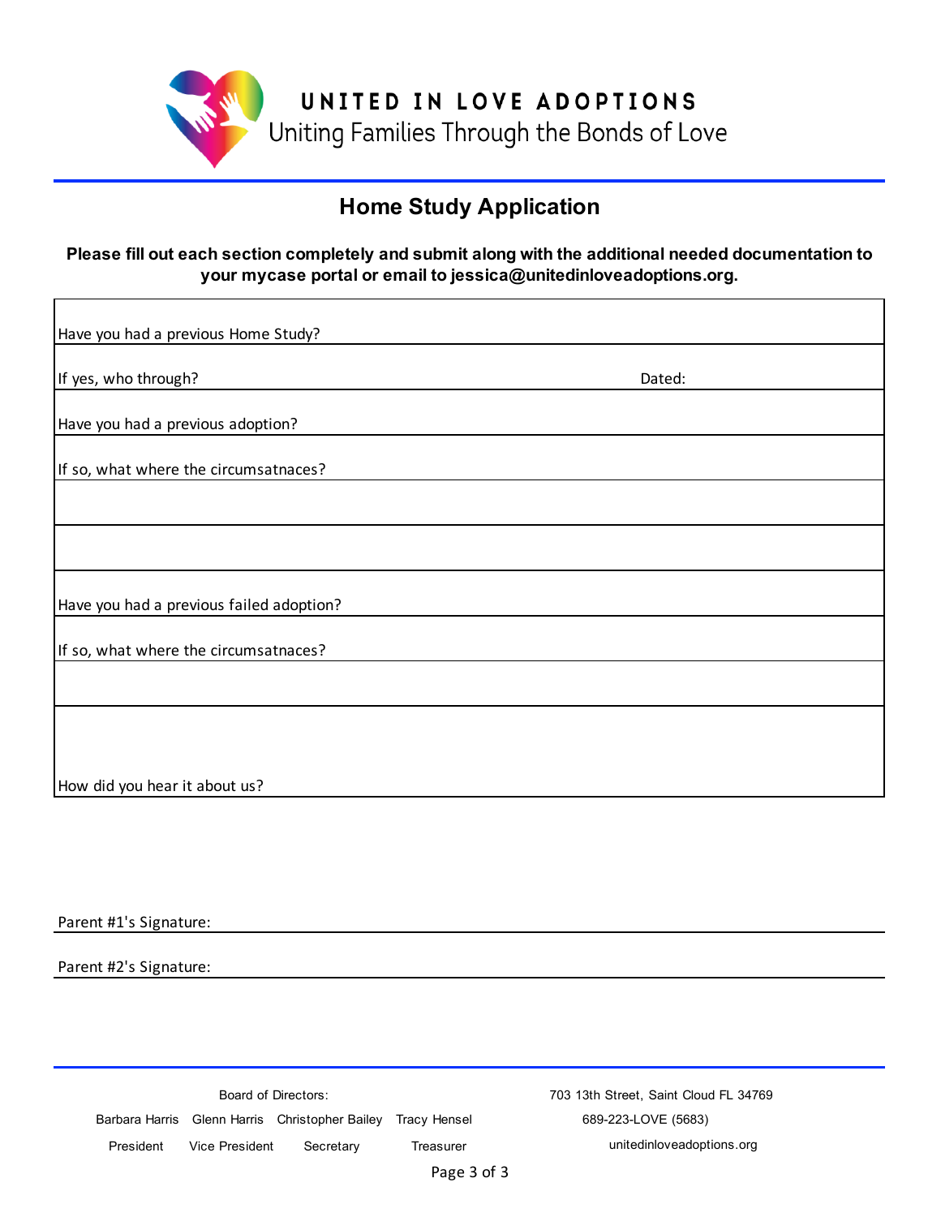UNITED IN LOVE ADOPTIONS

Uniting Families Through the Bonds of Love

## Home Study Application

**Please fill out each section completely and submit along with the additional needed documentation to your mycase portal or email to jessica@unitedinloveadoptions.org.**

| | |
|---|---|
| Have you had a previous Home Study? | |
| If yes, who through? | Dated: |
| Have you had a previous adoption? | |
| If so, what where the circumsatnaces? | |
| | |
| | |
| Have you had a previous failed adoption? | |
| If so, what where the circumsatnaces? | |
| | |
| How did you hear it about us? | |

Parent #1's Signature: ______________________

Parent #2's Signature: ______________________

Board of Directors:

| Barbara Harris | Glenn Harris | Christopher Bailey | Tracy Hensel |
|---|---|---|---|
| President | Vice President | Secretary | Treasurer |

703 13th Street, Saint Cloud FL 34769

689-223-LOVE (5683)

unitedinloveadoptions.org